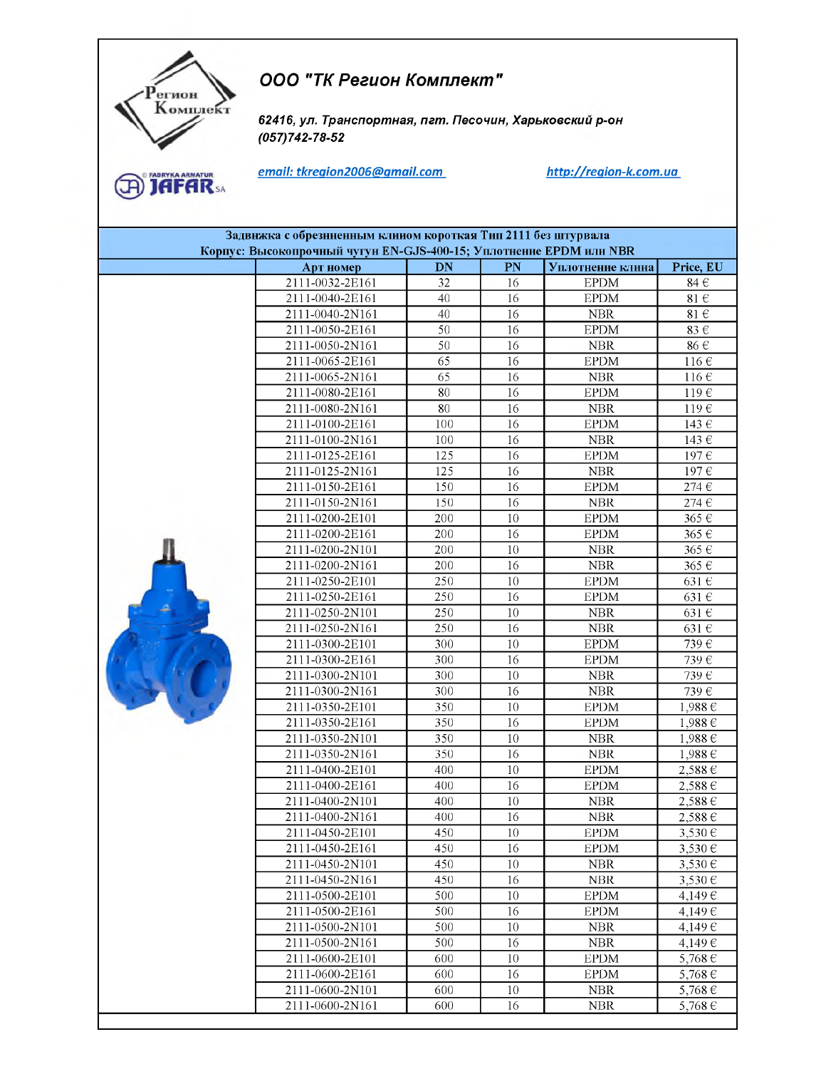# ООО "ТК Регион Комплект"

*62416, ул. Транспортная, пгт. Песочин, Харьковский р-он*
*(057)742-78-52*

[email: tkregion2006@gmail.com](mailto:tkregion2006@gmail.com) [http://region-k.com.ua](http://region-k.com.ua)

**Задвижка с обрезиненным клином короткая Тип 2111 без штурвала**
**Корпус: Высокопрочный чугун EN-GJS-400-15; Уплотнение EPDM или NBR**

| Арт номер | DN | PN | Уплотнение клина | Price, EU |
|---|---|---|---|---|
| 2111-0032-2E161 | 32 | 16 | EPDM | 84 € |
| 2111-0040-2E161 | 40 | 16 | EPDM | 81 € |
| 2111-0040-2N161 | 40 | 16 | NBR | 81 € |
| 2111-0050-2E161 | 50 | 16 | EPDM | 83 € |
| 2111-0050-2N161 | 50 | 16 | NBR | 86 € |
| 2111-0065-2E161 | 65 | 16 | EPDM | 116 € |
| 2111-0065-2N161 | 65 | 16 | NBR | 116 € |
| 2111-0080-2E161 | 80 | 16 | EPDM | 119 € |
| 2111-0080-2N161 | 80 | 16 | NBR | 119 € |
| 2111-0100-2E161 | 100 | 16 | EPDM | 143 € |
| 2111-0100-2N161 | 100 | 16 | NBR | 143 € |
| 2111-0125-2E161 | 125 | 16 | EPDM | 197 € |
| 2111-0125-2N161 | 125 | 16 | NBR | 197 € |
| 2111-0150-2E161 | 150 | 16 | EPDM | 274 € |
| 2111-0150-2N161 | 150 | 16 | NBR | 274 € |
| 2111-0200-2E101 | 200 | 10 | EPDM | 365 € |
| 2111-0200-2E161 | 200 | 16 | EPDM | 365 € |
| 2111-0200-2N101 | 200 | 10 | NBR | 365 € |
| 2111-0200-2N161 | 200 | 16 | NBR | 365 € |
| 2111-0250-2E101 | 250 | 10 | EPDM | 631 € |
| 2111-0250-2E161 | 250 | 16 | EPDM | 631 € |
| 2111-0250-2N101 | 250 | 10 | NBR | 631 € |
| 2111-0250-2N161 | 250 | 16 | NBR | 631 € |
| 2111-0300-2E101 | 300 | 10 | EPDM | 739 € |
| 2111-0300-2E161 | 300 | 16 | EPDM | 739 € |
| 2111-0300-2N101 | 300 | 10 | NBR | 739 € |
| 2111-0300-2N161 | 300 | 16 | NBR | 739 € |
| 2111-0350-2E101 | 350 | 10 | EPDM | 1,988 € |
| 2111-0350-2E161 | 350 | 16 | EPDM | 1,988 € |
| 2111-0350-2N101 | 350 | 10 | NBR | 1,988 € |
| 2111-0350-2N161 | 350 | 16 | NBR | 1,988 € |
| 2111-0400-2E101 | 400 | 10 | EPDM | 2,588 € |
| 2111-0400-2E161 | 400 | 16 | EPDM | 2,588 € |
| 2111-0400-2N101 | 400 | 10 | NBR | 2,588 € |
| 2111-0400-2N161 | 400 | 16 | NBR | 2,588 € |
| 2111-0450-2E101 | 450 | 10 | EPDM | 3,530 € |
| 2111-0450-2E161 | 450 | 16 | EPDM | 3,530 € |
| 2111-0450-2N101 | 450 | 10 | NBR | 3,530 € |
| 2111-0450-2N161 | 450 | 16 | NBR | 3,530 € |
| 2111-0500-2E101 | 500 | 10 | EPDM | 4,149 € |
| 2111-0500-2E161 | 500 | 16 | EPDM | 4,149 € |
| 2111-0500-2N101 | 500 | 10 | NBR | 4,149 € |
| 2111-0500-2N161 | 500 | 16 | NBR | 4,149 € |
| 2111-0600-2E101 | 600 | 10 | EPDM | 5,768 € |
| 2111-0600-2E161 | 600 | 16 | EPDM | 5,768 € |
| 2111-0600-2N101 | 600 | 10 | NBR | 5,768 € |
| 2111-0600-2N161 | 600 | 16 | NBR | 5,768 € |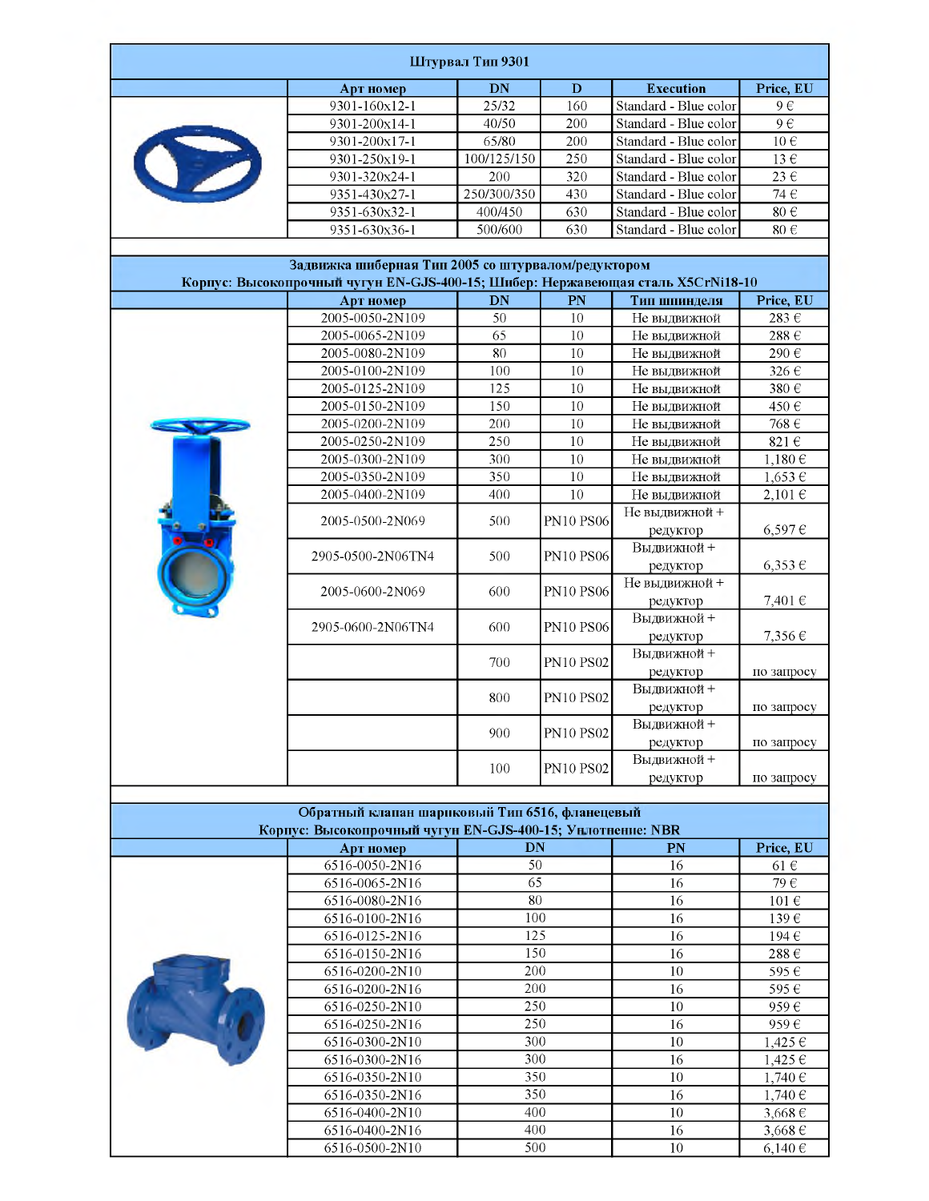## Штурвал Тип 9301

| | Арт номер | DN | D | Execution | Price, EU |
|---|---|---|---|---|---|
| | 9301-160x12-1 | 25/32 | 160 | Standard - Blue color | 9 € |
| | 9301-200x14-1 | 40/50 | 200 | Standard - Blue color | 9 € |
| | 9301-200x17-1 | 65/80 | 200 | Standard - Blue color | 10 € |
| | 9301-250x19-1 | 100/125/150 | 250 | Standard - Blue color | 13 € |
| | 9301-320x24-1 | 200 | 320 | Standard - Blue color | 23 € |
| | 9351-430x27-1 | 250/300/350 | 430 | Standard - Blue color | 74 € |
| | 9351-630x32-1 | 400/450 | 630 | Standard - Blue color | 80 € |
| | 9351-630x36-1 | 500/600 | 630 | Standard - Blue color | 80 € |

## Задвижка шиберная Тип 2005 со штурвалом/редуктором

**Корпус: Высокопрочный чугун EN-GJS-400-15; Шибер: Нержавеющая сталь X5CrNi18-10**

| | Арт номер | DN | PN | Тип шпинделя | Price, EU |
|---|---|---|---|---|---|
| | 2005-0050-2N109 | 50 | 10 | Не выдвижной | 283 € |
| | 2005-0065-2N109 | 65 | 10 | Не выдвижной | 288 € |
| | 2005-0080-2N109 | 80 | 10 | Не выдвижной | 290 € |
| | 2005-0100-2N109 | 100 | 10 | Не выдвижной | 326 € |
| | 2005-0125-2N109 | 125 | 10 | Не выдвижной | 380 € |
| | 2005-0150-2N109 | 150 | 10 | Не выдвижной | 450 € |
| | 2005-0200-2N109 | 200 | 10 | Не выдвижной | 768 € |
| | 2005-0250-2N109 | 250 | 10 | Не выдвижной | 821 € |
| | 2005-0300-2N109 | 300 | 10 | Не выдвижной | 1,180 € |
| | 2005-0350-2N109 | 350 | 10 | Не выдвижной | 1,653 € |
| | 2005-0400-2N109 | 400 | 10 | Не выдвижной | 2,101 € |
| | 2005-0500-2N069 | 500 | PN10 PS06 | Не выдвижной + редуктор | 6,597 € |
| | 2905-0500-2N06TN4 | 500 | PN10 PS06 | Выдвижной + редуктор | 6,353 € |
| | 2005-0600-2N069 | 600 | PN10 PS06 | Не выдвижной + редуктор | 7,401 € |
| | 2905-0600-2N06TN4 | 600 | PN10 PS06 | Выдвижной + редуктор | 7,356 € |
| | | 700 | PN10 PS02 | Выдвижной + редуктор | по запросу |
| | | 800 | PN10 PS02 | Выдвижной + редуктор | по запросу |
| | | 900 | PN10 PS02 | Выдвижной + редуктор | по запросу |
| | | 100 | PN10 PS02 | Выдвижной + редуктор | по запросу |

## Обратный клапан шариковый Тип 6516, фланцевый

**Корпус: Высокопрочный чугун EN-GJS-400-15; Уплотнение: NBR**

| | Арт номер | DN | PN | Price, EU |
|---|---|---|---|---|
| | 6516-0050-2N16 | 50 | 16 | 61 € |
| | 6516-0065-2N16 | 65 | 16 | 79 € |
| | 6516-0080-2N16 | 80 | 16 | 101 € |
| | 6516-0100-2N16 | 100 | 16 | 139 € |
| | 6516-0125-2N16 | 125 | 16 | 194 € |
| | 6516-0150-2N16 | 150 | 16 | 288 € |
| | 6516-0200-2N10 | 200 | 10 | 595 € |
| | 6516-0200-2N16 | 200 | 16 | 595 € |
| | 6516-0250-2N10 | 250 | 10 | 959 € |
| | 6516-0250-2N16 | 250 | 16 | 959 € |
| | 6516-0300-2N10 | 300 | 10 | 1,425 € |
| | 6516-0300-2N16 | 300 | 16 | 1,425 € |
| | 6516-0350-2N10 | 350 | 10 | 1,740 € |
| | 6516-0350-2N16 | 350 | 16 | 1,740 € |
| | 6516-0400-2N10 | 400 | 10 | 3,668 € |
| | 6516-0400-2N16 | 400 | 16 | 3,668 € |
| | 6516-0500-2N10 | 500 | 10 | 6,140 € |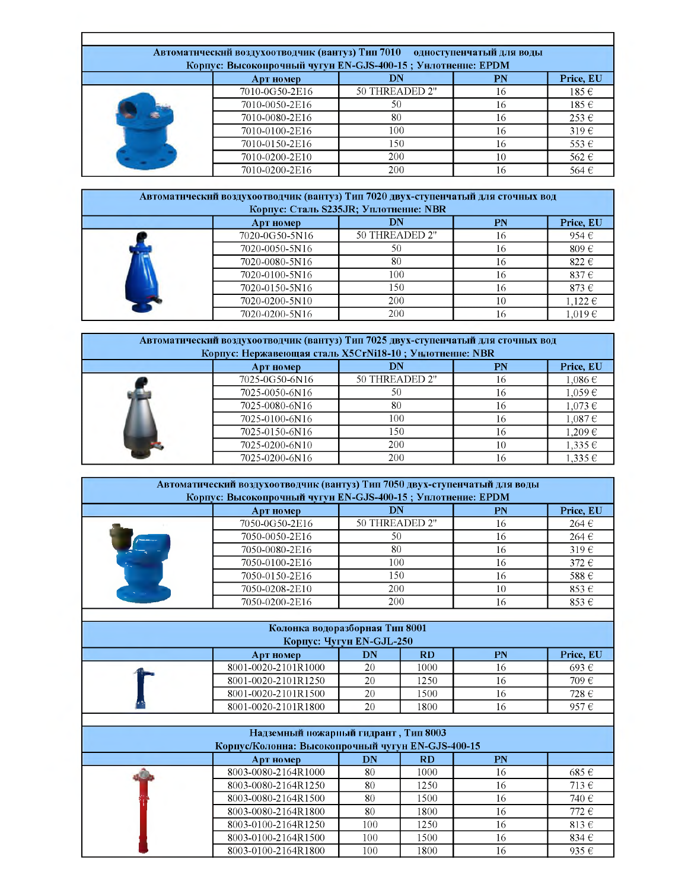| | | | | |
|---|---|---|---|---|
| **Автоматический воздухоотводчик (вантуз) Тип 7010 одноступенчатый для воды<br>Корпус: Высокопрочный чугун EN-GJS-400-15 ; Уплотнение: EPDM** | | | | |
| | **Арт номер** | **DN** | **PN** | **Price, EU** |
| | 7010-0G50-2E16 | 50 THREADED 2" | 16 | 185 € |
| | 7010-0050-2E16 | 50 | 16 | 185 € |
| | 7010-0080-2E16 | 80 | 16 | 253 € |
| | 7010-0100-2E16 | 100 | 16 | 319 € |
| | 7010-0150-2E16 | 150 | 16 | 553 € |
| | 7010-0200-2E10 | 200 | 10 | 562 € |
| | 7010-0200-2E16 | 200 | 16 | 564 € |

| | | | | |
|---|---|---|---|---|
| **Автоматический воздухоотводчик (вантуз) Тип 7020 двух-ступенчатый для сточных вод<br>Корпус: Сталь S235JR; Уплотнение: NBR** | | | | |
| | **Арт номер** | **DN** | **PN** | **Price, EU** |
| | 7020-0G50-5N16 | 50 THREADED 2" | 16 | 954 € |
| | 7020-0050-5N16 | 50 | 16 | 809 € |
| | 7020-0080-5N16 | 80 | 16 | 822 € |
| | 7020-0100-5N16 | 100 | 16 | 837 € |
| | 7020-0150-5N16 | 150 | 16 | 873 € |
| | 7020-0200-5N10 | 200 | 10 | 1,122 € |
| | 7020-0200-5N16 | 200 | 16 | 1,019 € |

| | | | | |
|---|---|---|---|---|
| **Автоматический воздухоотводчик (вантуз) Тип 7025 двух-ступенчатый для сточных вод<br>Корпус: Нержавеющая сталь X5CrNi18-10 ; Уплотнение: NBR** | | | | |
| | **Арт номер** | **DN** | **PN** | **Price, EU** |
| | 7025-0G50-6N16 | 50 THREADED 2" | 16 | 1,086 € |
| | 7025-0050-6N16 | 50 | 16 | 1,059 € |
| | 7025-0080-6N16 | 80 | 16 | 1,073 € |
| | 7025-0100-6N16 | 100 | 16 | 1,087 € |
| | 7025-0150-6N16 | 150 | 16 | 1,209 € |
| | 7025-0200-6N10 | 200 | 10 | 1,335 € |
| | 7025-0200-6N16 | 200 | 16 | 1,335 € |

| | | | | |
|---|---|---|---|---|
| **Автоматический воздухоотводчик (вантуз) Тип 7050 двух-ступенчатый для воды<br>Корпус: Высокопрочный чугун EN-GJS-400-15 ; Уплотнение: EPDM** | | | | |
| | **Арт номер** | **DN** | **PN** | **Price, EU** |
| | 7050-0G50-2E16 | 50 THREADED 2" | 16 | 264 € |
| | 7050-0050-2E16 | 50 | 16 | 264 € |
| | 7050-0080-2E16 | 80 | 16 | 319 € |
| | 7050-0100-2E16 | 100 | 16 | 372 € |
| | 7050-0150-2E16 | 150 | 16 | 588 € |
| | 7050-0208-2E10 | 200 | 10 | 853 € |
| | 7050-0200-2E16 | 200 | 16 | 853 € |

| | | | | | |
|---|---|---|---|---|---|
| **Колонка водоразборная Тип 8001<br>Корпус: Чугун EN-GJL-250** | | | | | |
| | **Арт номер** | **DN** | **RD** | **PN** | **Price, EU** |
| | 8001-0020-2101R1000 | 20 | 1000 | 16 | 693 € |
| | 8001-0020-2101R1250 | 20 | 1250 | 16 | 709 € |
| | 8001-0020-2101R1500 | 20 | 1500 | 16 | 728 € |
| | 8001-0020-2101R1800 | 20 | 1800 | 16 | 957 € |

| | | | | | |
|---|---|---|---|---|---|
| **Надземный пожарный гидрант , Тип 8003<br>Корпус/Колонна: Высокопрочный чугун EN-GJS-400-15** | | | | | |
| | **Арт номер** | **DN** | **RD** | **PN** | |
| | 8003-0080-2164R1000 | 80 | 1000 | 16 | 685 € |
| | 8003-0080-2164R1250 | 80 | 1250 | 16 | 713 € |
| | 8003-0080-2164R1500 | 80 | 1500 | 16 | 740 € |
| | 8003-0080-2164R1800 | 80 | 1800 | 16 | 772 € |
| | 8003-0100-2164R1250 | 100 | 1250 | 16 | 813 € |
| | 8003-0100-2164R1500 | 100 | 1500 | 16 | 834 € |
| | 8003-0100-2164R1800 | 100 | 1800 | 16 | 935 € |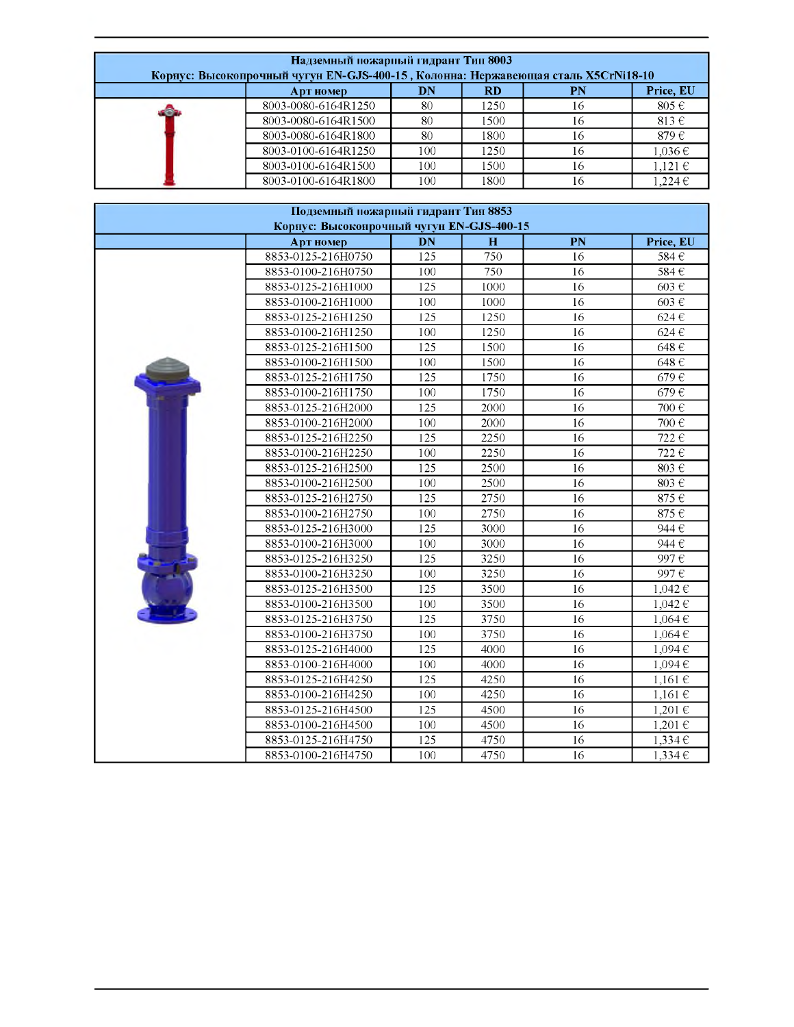| Надземный пожарный гидрант Тип 8003<br>Корпус: Высокопрочный чугун EN-GJS-400-15 , Колонна: Нержавеющая сталь X5CrNi18-10 | | | | | |
|---|---|---|---|---|---|
| | Арт номер | DN | RD | PN | Price, EU |
| | 8003-0080-6164R1250 | 80 | 1250 | 16 | 805 € |
| | 8003-0080-6164R1500 | 80 | 1500 | 16 | 813 € |
| | 8003-0080-6164R1800 | 80 | 1800 | 16 | 879 € |
| | 8003-0100-6164R1250 | 100 | 1250 | 16 | 1,036 € |
| | 8003-0100-6164R1500 | 100 | 1500 | 16 | 1,121 € |
| | 8003-0100-6164R1800 | 100 | 1800 | 16 | 1,224 € |

| Подземный пожарный гидрант Тип 8853<br>Корпус: Высокопрочный чугун EN-GJS-400-15 | | | | | |
|---|---|---|---|---|---|
| | Арт номер | DN | H | PN | Price, EU |
| | 8853-0125-216H0750 | 125 | 750 | 16 | 584 € |
| | 8853-0100-216H0750 | 100 | 750 | 16 | 584 € |
| | 8853-0125-216H1000 | 125 | 1000 | 16 | 603 € |
| | 8853-0100-216H1000 | 100 | 1000 | 16 | 603 € |
| | 8853-0125-216H1250 | 125 | 1250 | 16 | 624 € |
| | 8853-0100-216H1250 | 100 | 1250 | 16 | 624 € |
| | 8853-0125-216H1500 | 125 | 1500 | 16 | 648 € |
| | 8853-0100-216H1500 | 100 | 1500 | 16 | 648 € |
| | 8853-0125-216H1750 | 125 | 1750 | 16 | 679 € |
| | 8853-0100-216H1750 | 100 | 1750 | 16 | 679 € |
| | 8853-0125-216H2000 | 125 | 2000 | 16 | 700 € |
| | 8853-0100-216H2000 | 100 | 2000 | 16 | 700 € |
| | 8853-0125-216H2250 | 125 | 2250 | 16 | 722 € |
| | 8853-0100-216H2250 | 100 | 2250 | 16 | 722 € |
| | 8853-0125-216H2500 | 125 | 2500 | 16 | 803 € |
| | 8853-0100-216H2500 | 100 | 2500 | 16 | 803 € |
| | 8853-0125-216H2750 | 125 | 2750 | 16 | 875 € |
| | 8853-0100-216H2750 | 100 | 2750 | 16 | 875 € |
| | 8853-0125-216H3000 | 125 | 3000 | 16 | 944 € |
| | 8853-0100-216H3000 | 100 | 3000 | 16 | 944 € |
| | 8853-0125-216H3250 | 125 | 3250 | 16 | 997 € |
| | 8853-0100-216H3250 | 100 | 3250 | 16 | 997 € |
| | 8853-0125-216H3500 | 125 | 3500 | 16 | 1,042 € |
| | 8853-0100-216H3500 | 100 | 3500 | 16 | 1,042 € |
| | 8853-0125-216H3750 | 125 | 3750 | 16 | 1,064 € |
| | 8853-0100-216H3750 | 100 | 3750 | 16 | 1,064 € |
| | 8853-0125-216H4000 | 125 | 4000 | 16 | 1,094 € |
| | 8853-0100-216H4000 | 100 | 4000 | 16 | 1,094 € |
| | 8853-0125-216H4250 | 125 | 4250 | 16 | 1,161 € |
| | 8853-0100-216H4250 | 100 | 4250 | 16 | 1,161 € |
| | 8853-0125-216H4500 | 125 | 4500 | 16 | 1,201 € |
| | 8853-0100-216H4500 | 100 | 4500 | 16 | 1,201 € |
| | 8853-0125-216H4750 | 125 | 4750 | 16 | 1,334 € |
| | 8853-0100-216H4750 | 100 | 4750 | 16 | 1,334 € |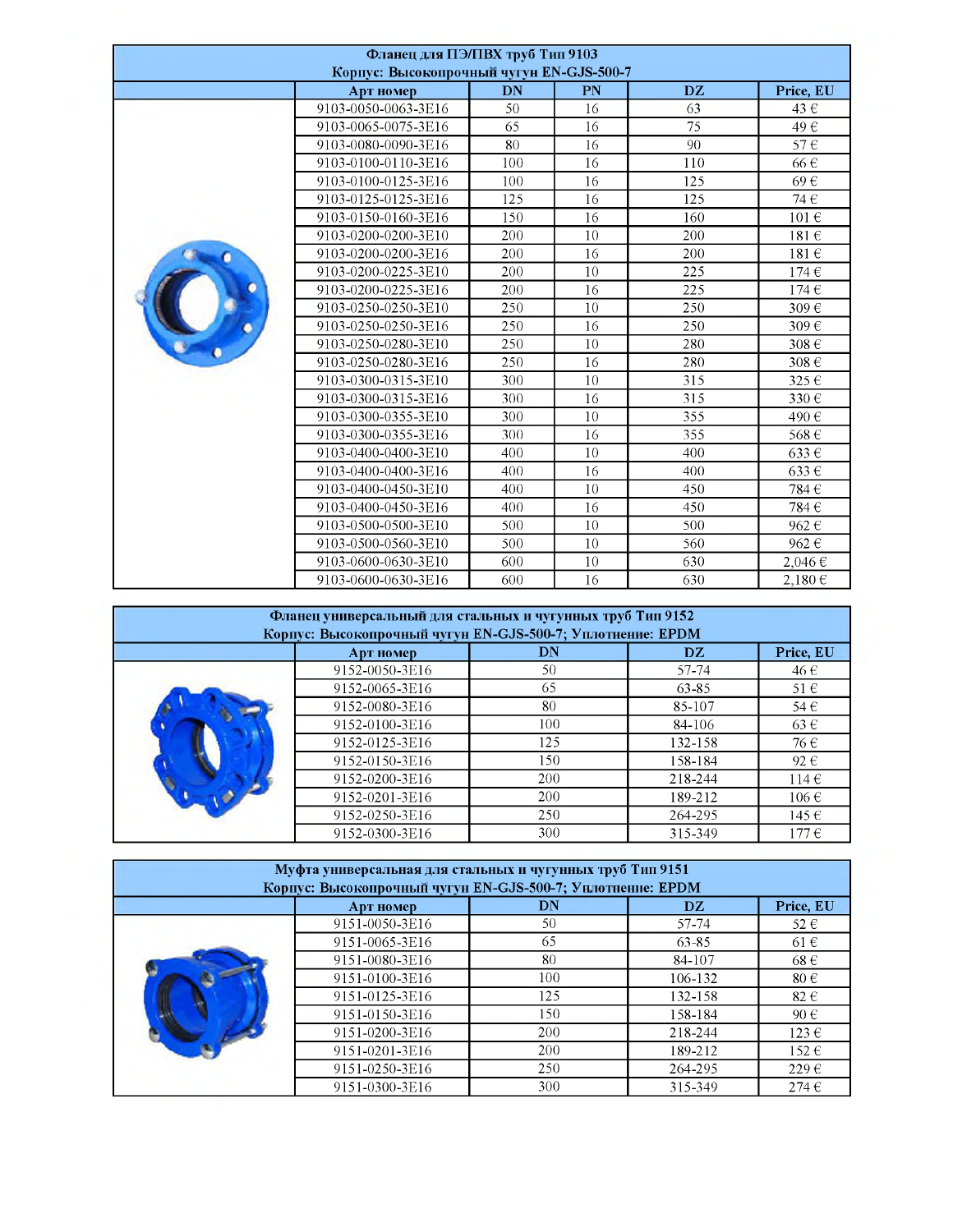**Фланец для ПЭ/ПВХ труб Тип 9103**
**Корпус: Высокопрочный чугун EN-GJS-500-7**

| | Арт номер | DN | PN | DZ | Price, EU |
|---|---|---|---|---|---|
| | 9103-0050-0063-3E16 | 50 | 16 | 63 | 43 € |
| | 9103-0065-0075-3E16 | 65 | 16 | 75 | 49 € |
| | 9103-0080-0090-3E16 | 80 | 16 | 90 | 57 € |
| | 9103-0100-0110-3E16 | 100 | 16 | 110 | 66 € |
| | 9103-0100-0125-3E16 | 100 | 16 | 125 | 69 € |
| | 9103-0125-0125-3E16 | 125 | 16 | 125 | 74 € |
| | 9103-0150-0160-3E16 | 150 | 16 | 160 | 101 € |
| | 9103-0200-0200-3E10 | 200 | 10 | 200 | 181 € |
| | 9103-0200-0200-3E16 | 200 | 16 | 200 | 181 € |
| | 9103-0200-0225-3E10 | 200 | 10 | 225 | 174 € |
| | 9103-0200-0225-3E16 | 200 | 16 | 225 | 174 € |
| | 9103-0250-0250-3E10 | 250 | 10 | 250 | 309 € |
| | 9103-0250-0250-3E16 | 250 | 16 | 250 | 309 € |
| | 9103-0250-0280-3E10 | 250 | 10 | 280 | 308 € |
| | 9103-0250-0280-3E16 | 250 | 16 | 280 | 308 € |
| | 9103-0300-0315-3E10 | 300 | 10 | 315 | 325 € |
| | 9103-0300-0315-3E16 | 300 | 16 | 315 | 330 € |
| | 9103-0300-0355-3E10 | 300 | 10 | 355 | 490 € |
| | 9103-0300-0355-3E16 | 300 | 16 | 355 | 568 € |
| | 9103-0400-0400-3E10 | 400 | 10 | 400 | 633 € |
| | 9103-0400-0400-3E16 | 400 | 16 | 400 | 633 € |
| | 9103-0400-0450-3E10 | 400 | 10 | 450 | 784 € |
| | 9103-0400-0450-3E16 | 400 | 16 | 450 | 784 € |
| | 9103-0500-0500-3E10 | 500 | 10 | 500 | 962 € |
| | 9103-0500-0560-3E10 | 500 | 10 | 560 | 962 € |
| | 9103-0600-0630-3E10 | 600 | 10 | 630 | 2,046 € |
| | 9103-0600-0630-3E16 | 600 | 16 | 630 | 2,180 € |

**Фланец универсальный для стальных и чугунных труб Тип 9152**
**Корпус: Высокопрочный чугун EN-GJS-500-7; Уплотнение: EPDM**

| | Арт номер | DN | DZ | Price, EU |
|---|---|---|---|---|
| | 9152-0050-3E16 | 50 | 57-74 | 46 € |
| | 9152-0065-3E16 | 65 | 63-85 | 51 € |
| | 9152-0080-3E16 | 80 | 85-107 | 54 € |
| | 9152-0100-3E16 | 100 | 84-106 | 63 € |
| | 9152-0125-3E16 | 125 | 132-158 | 76 € |
| | 9152-0150-3E16 | 150 | 158-184 | 92 € |
| | 9152-0200-3E16 | 200 | 218-244 | 114 € |
| | 9152-0201-3E16 | 200 | 189-212 | 106 € |
| | 9152-0250-3E16 | 250 | 264-295 | 145 € |
| | 9152-0300-3E16 | 300 | 315-349 | 177 € |

**Муфта универсальная для стальных и чугунных труб Тип 9151**
**Корпус: Высокопрочный чугун EN-GJS-500-7; Уплотнение: EPDM**

| | Арт номер | DN | DZ | Price, EU |
|---|---|---|---|---|
| | 9151-0050-3E16 | 50 | 57-74 | 52 € |
| | 9151-0065-3E16 | 65 | 63-85 | 61 € |
| | 9151-0080-3E16 | 80 | 84-107 | 68 € |
| | 9151-0100-3E16 | 100 | 106-132 | 80 € |
| | 9151-0125-3E16 | 125 | 132-158 | 82 € |
| | 9151-0150-3E16 | 150 | 158-184 | 90 € |
| | 9151-0200-3E16 | 200 | 218-244 | 123 € |
| | 9151-0201-3E16 | 200 | 189-212 | 152 € |
| | 9151-0250-3E16 | 250 | 264-295 | 229 € |
| | 9151-0300-3E16 | 300 | 315-349 | 274 € |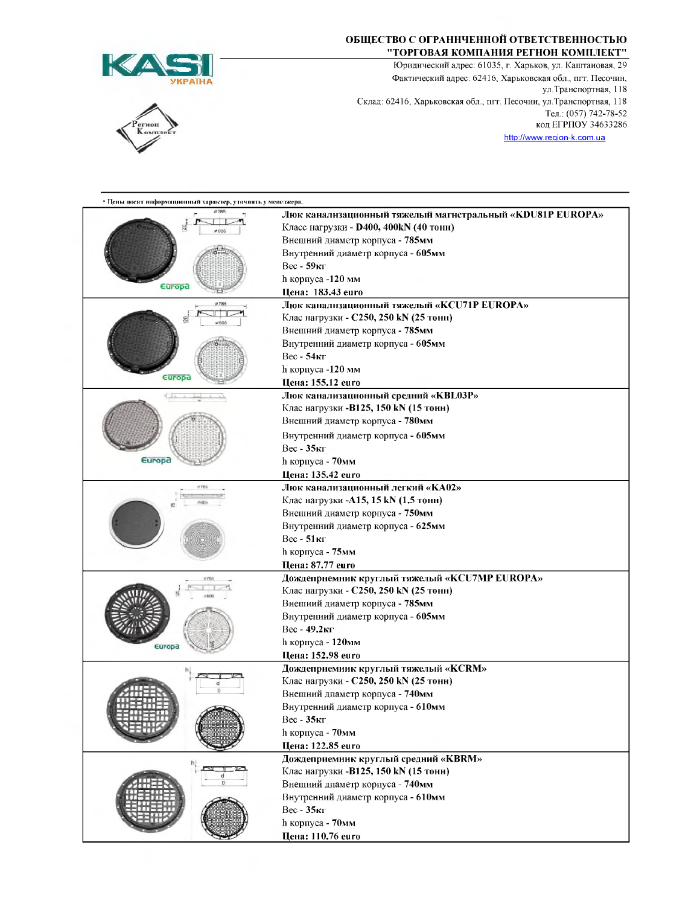**ОБЩЕСТВО С ОГРАНИЧЕННОЙ ОТВЕТСТВЕННОСТЬЮ "ТОРГОВАЯ КОМПАНИЯ РЕГИОН КОМПЛЕКТ"**

Юридический адрес: 61035, г. Харьков, ул. Каштановая, 29
Фактический адрес: 62416, Харьковская обл., пгт. Песочин, ул.Транспортная, 118
Склад: 62416, Харьковская обл., пгт. Песочин, ул.Транспортная, 118
Тел.: (057) 742-78-52
код ЕГРПОУ 34633286
http://www.region-k.com.ua

* Цены носят информационный характер, уточнять у менеджера.

| | |
|---|---|
| | **Люк канализационный тяжелый магистральный «KDU81P EUROPA»**<br>Класс нагрузки - **D400, 400kN (40 тонн)**<br>Внешний диаметр корпуса - **785мм**<br>Внутренний диаметр корпуса - **605мм**<br>Вес - **59кг**<br>h корпуса -**120 мм**<br>**Цена: 183.43 euro** |
| | **Люк канализационный тяжелый «KCU71P EUROPA»**<br>Клас нагрузки - **C250, 250 kN (25 тонн)**<br>Внешний диаметр корпуса - **785мм**<br>Внутренний диаметр корпуса - **605мм**<br>Вес - **54кг**<br>h корпуса -**120 мм**<br>**Цена: 155.12 euro** |
| | **Люк канализационный средний «KBL03P»**<br>Клас нагрузки **-B125, 150 kN (15 тонн)**<br>Внешний диаметр корпуса - **780мм**<br>Внутренний диаметр корпуса - **605мм**<br>Вес - **35кг**<br>h корпуса - **70мм**<br>**Цена: 135.42 euro** |
| | **Люк канализационный легкий «KA02»**<br>Клас нагрузки **-A15, 15 kN (1.5 тонн)**<br>Внешний диаметр корпуса - **750мм**<br>Внутренний диаметр корпуса - **625мм**<br>Вес - **51кг**<br>h корпуса - **75мм**<br>**Цена: 87.77 euro** |
| | **Дождеприемник круглый тяжелый «KCU7MP EUROPA»**<br>Клас нагрузки - **C250, 250 kN (25 тонн)**<br>Внешний диаметр корпуса - **785мм**<br>Внутренний диаметр корпуса - **605мм**<br>Вес - **49.2кг**<br>h корпуса - **120мм**<br>**Цена: 152.98 euro** |
| | **Дождеприемник круглый тяжелый «KCRM»**<br>Клас нагрузки - **C250, 250 kN (25 тонн)**<br>Внешний диаметр корпуса - **740мм**<br>Внутренний диаметр корпуса - **610мм**<br>Вес - **35кг**<br>h корпуса - **70мм**<br>**Цена: 122.85 euro** |
| | **Дождеприемник круглый средний «KBRM»**<br>Клас нагрузки **-B125, 150 kN (15 тонн)**<br>Внешний диаметр корпуса - **740мм**<br>Внутренний диаметр корпуса - **610мм**<br>Вес - **35кг**<br>h корпуса - **70мм**<br>**Цена: 110.76 euro** |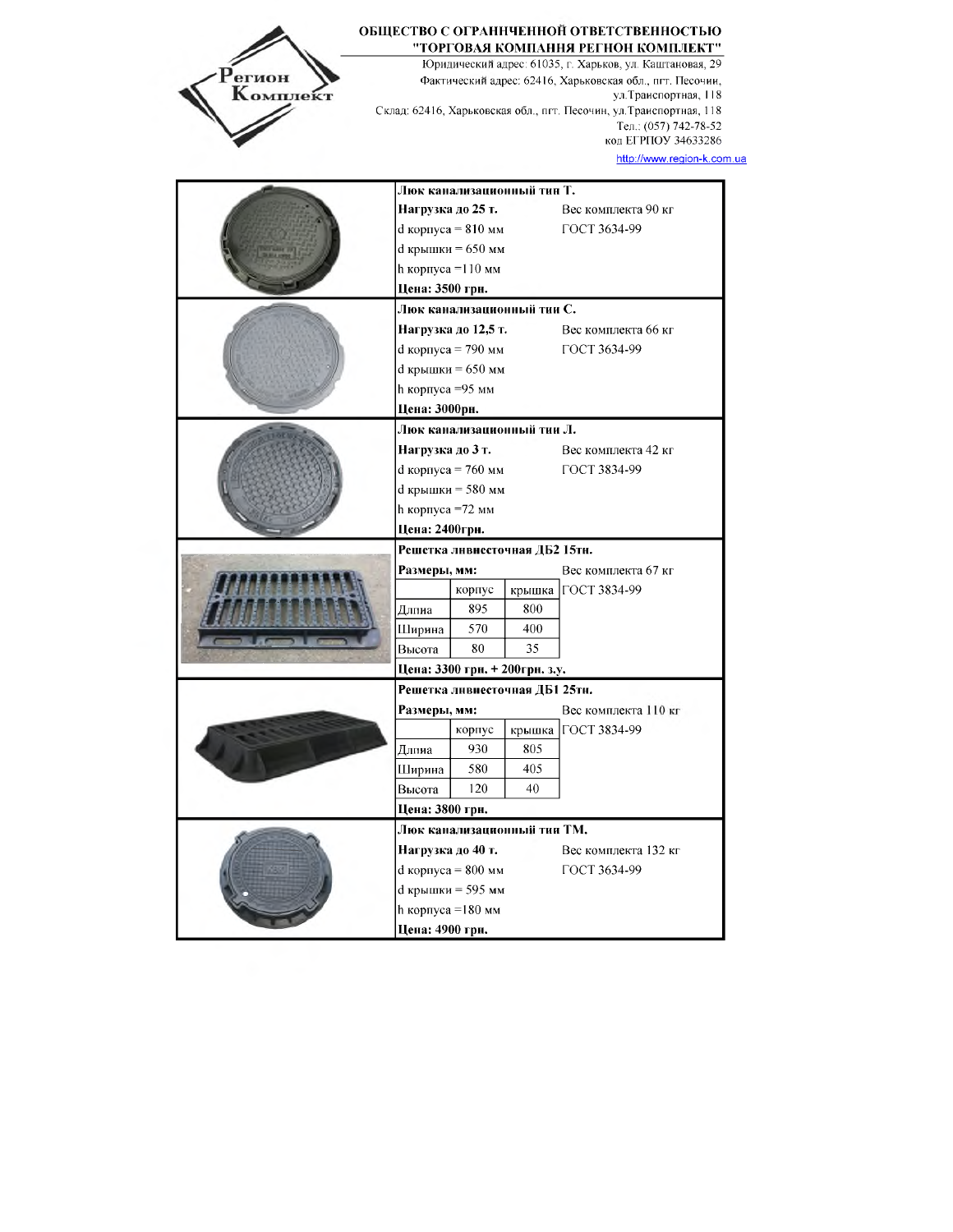**ОБЩЕСТВО С ОГРАННЧЕННОЙ ОТВЕТСТВЕННОСТЬЮ "ТОРГОВАЯ КОМПАННЯ РЕГНОН КОМПЛЕКТ"**

Юридический адрес: 61035, г. Харьков, ул. Каштановая, 29
Фактический адрес: 62416, Харьковская обл., пгт. Песочин, ул.Транспортная, 118
Склад: 62416, Харьковская обл., пгт. Песочин, ул.Транспортная, 118
Тел.: (057) 742-78-52
код ЕГРПОУ 34633286
http://www.region-k.com.ua

**Люк канализационный тип Т.**

**Нагрузка до 25 т.** — Вес комплекта 90 кг

d корпуса = 810 мм — ГОСТ 3634-99

d крышки = 650 мм

h корпуса =110 мм

**Цена: 3500 грн.**

---

**Люк канализационный тип С.**

**Нагрузка до 12,5 т.** — Вес комплекта 66 кг

d корпуса = 790 мм — ГОСТ 3634-99

d крышки = 650 мм

h корпуса =95 мм

**Цена: 3000рн.**

---

**Люк канализационный тип Л.**

**Нагрузка до 3 т.** — Вес комплекта 42 кг

d корпуса = 760 мм — ГОСТ 3834-99

d крышки = 580 мм

h корпуса =72 мм

**Цена: 2400грн.**

---

**Решетка ливнесточная ДБ2 15тн.**

**Размеры, мм:** — Вес комплекта 67 кг — ГОСТ 3834-99

| | корпус | крышка |
|---|---|---|
| Длина | 895 | 800 |
| Ширина | 570 | 400 |
| Высота | 80 | 35 |

**Цена: 3300 грн. + 200грн. з.у.**

---

**Решетка ливнесточная ДБ1 25тн.**

**Размеры, мм:** — Вес комплекта 110 кг — ГОСТ 3834-99

| | корпус | крышка |
|---|---|---|
| Длина | 930 | 805 |
| Ширина | 580 | 405 |
| Высота | 120 | 40 |

**Цена: 3800 грн.**

---

**Люк канализационный тип ТМ.**

**Нагрузка до 40 т.** — Вес комплекта 132 кг

d корпуса = 800 мм — ГОСТ 3634-99

d крышки = 595 мм

h корпуса =180 мм

**Цена: 4900 грн.**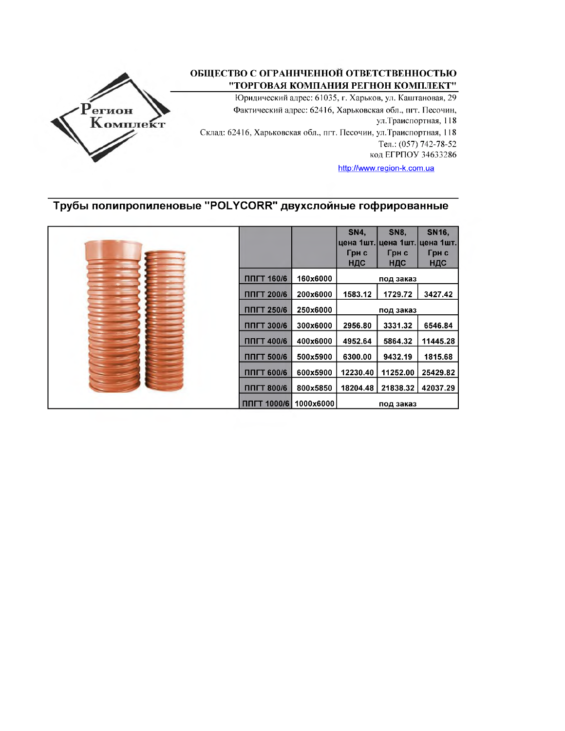**ОБЩЕСТВО С ОГРАНИЧЕННОЙ ОТВЕТСТВЕННОСТЬЮ "ТОРГОВАЯ КОМПАНИЯ РЕГИОН КОМПЛЕКТ"**

Регион Комплект

Юридический адрес: 61035, г. Харьков, ул. Каштановая, 29

Фактический адрес: 62416, Харьковская обл., пгт. Песочин, ул.Транспортная, 118

Склад: 62416, Харьковская обл., пгт. Песочин, ул.Транспортная, 118

Тел.: (057) 742-78-52

код ЕГРПОУ 34633286

http://www.region-k.com.ua

## Трубы полипропиленовые "POLYCORR" двухслойные гофрированные

| | | SN4, цена 1шт. Грн с НДС | SN8, цена 1шт. Грн с НДС | SN16, цена 1шт. Грн с НДС |
|---|---|---|---|---|
| ППГТ 160/6 | 160x6000 | под заказ | | |
| ППГТ 200/6 | 200x6000 | 1583.12 | 1729.72 | 3427.42 |
| ППГТ 250/6 | 250x6000 | под заказ | | |
| ППГТ 300/6 | 300x6000 | 2956.80 | 3331.32 | 6546.84 |
| ППГТ 400/6 | 400x6000 | 4952.64 | 5864.32 | 11445.28 |
| ППГТ 500/6 | 500x5900 | 6300.00 | 9432.19 | 1815.68 |
| ППГТ 600/6 | 600x5900 | 12230.40 | 11252.00 | 25429.82 |
| ППГТ 800/6 | 800x5850 | 18204.48 | 21838.32 | 42037.29 |
| ППГТ 1000/6 | 1000x6000 | под заказ | | |